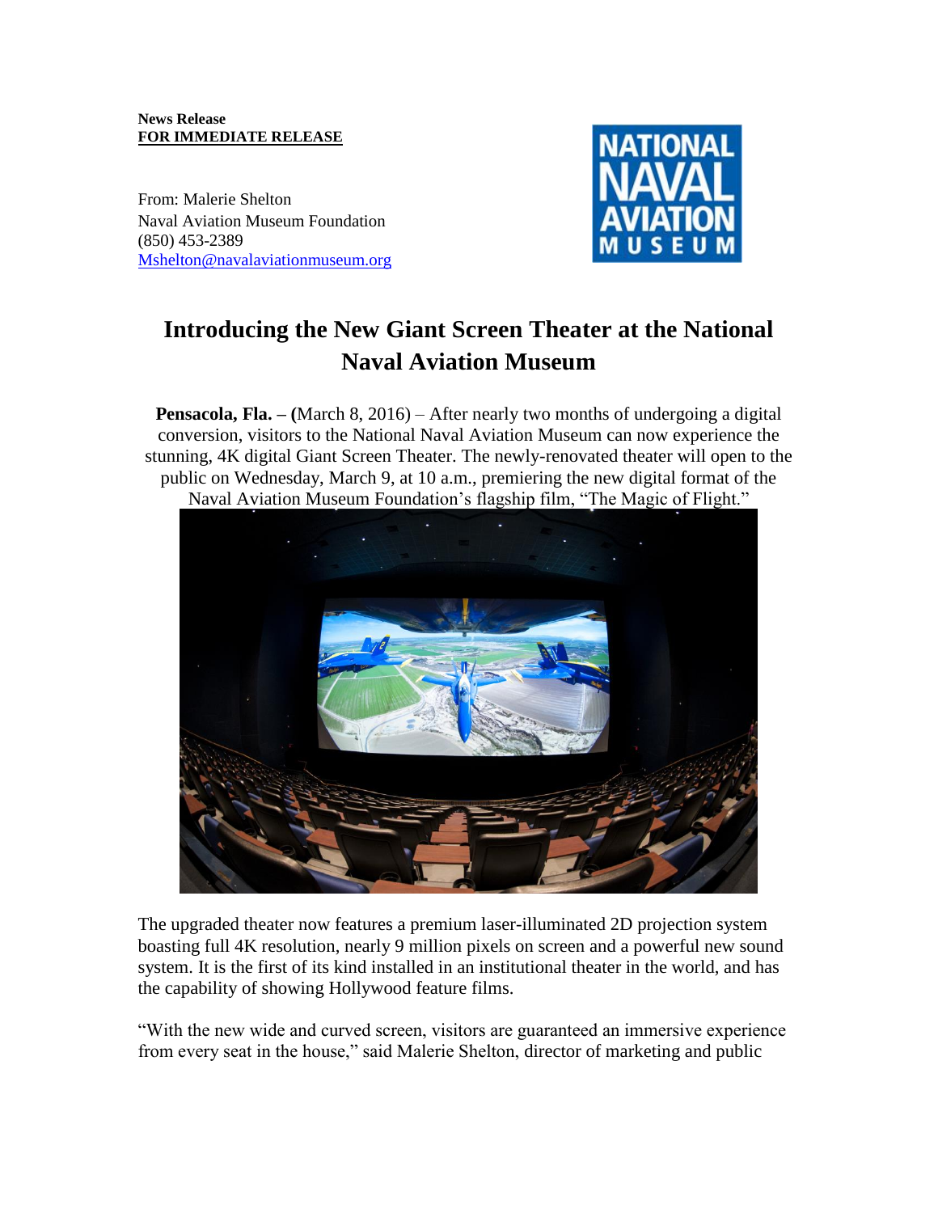**News Release**
**FOR IMMEDIATE RELEASE**

From: Malerie Shelton
Naval Aviation Museum Foundation
(850) 453-2389
Mshelton@navalaviationmuseum.org

# Introducing the New Giant Screen Theater at the National Naval Aviation Museum

**Pensacola, Fla. – (**March 8, 2016) – After nearly two months of undergoing a digital conversion, visitors to the National Naval Aviation Museum can now experience the stunning, 4K digital Giant Screen Theater. The newly-renovated theater will open to the public on Wednesday, March 9, at 10 a.m., premiering the new digital format of the Naval Aviation Museum Foundation's flagship film, "The Magic of Flight."

The upgraded theater now features a premium laser-illuminated 2D projection system boasting full 4K resolution, nearly 9 million pixels on screen and a powerful new sound system. It is the first of its kind installed in an institutional theater in the world, and has the capability of showing Hollywood feature films.

"With the new wide and curved screen, visitors are guaranteed an immersive experience from every seat in the house," said Malerie Shelton, director of marketing and public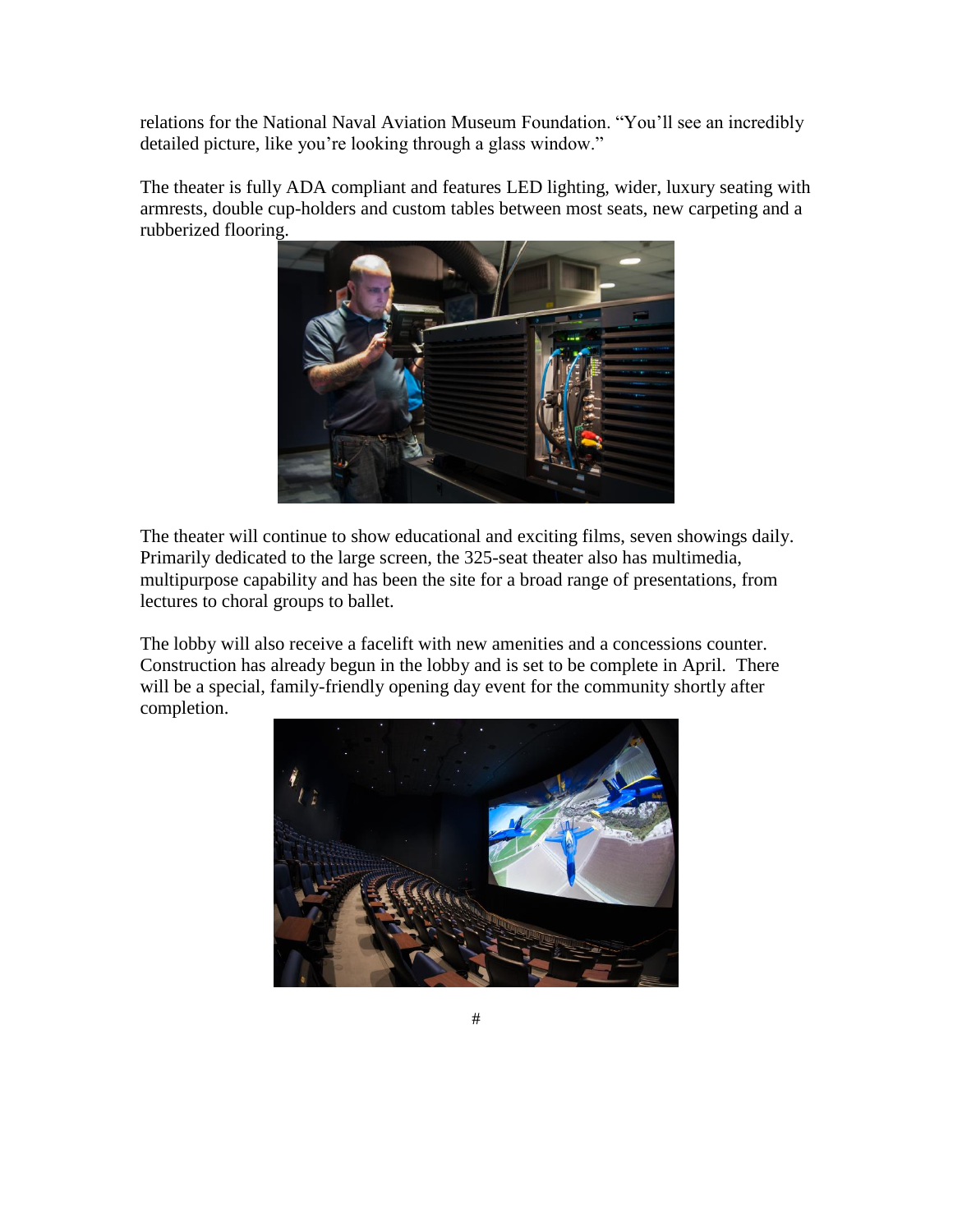relations for the National Naval Aviation Museum Foundation. "You'll see an incredibly detailed picture, like you're looking through a glass window."

The theater is fully ADA compliant and features LED lighting, wider, luxury seating with armrests, double cup-holders and custom tables between most seats, new carpeting and a rubberized flooring.

The theater will continue to show educational and exciting films, seven showings daily. Primarily dedicated to the large screen, the 325-seat theater also has multimedia, multipurpose capability and has been the site for a broad range of presentations, from lectures to choral groups to ballet.

The lobby will also receive a facelift with new amenities and a concessions counter. Construction has already begun in the lobby and is set to be complete in April. There will be a special, family-friendly opening day event for the community shortly after completion.

#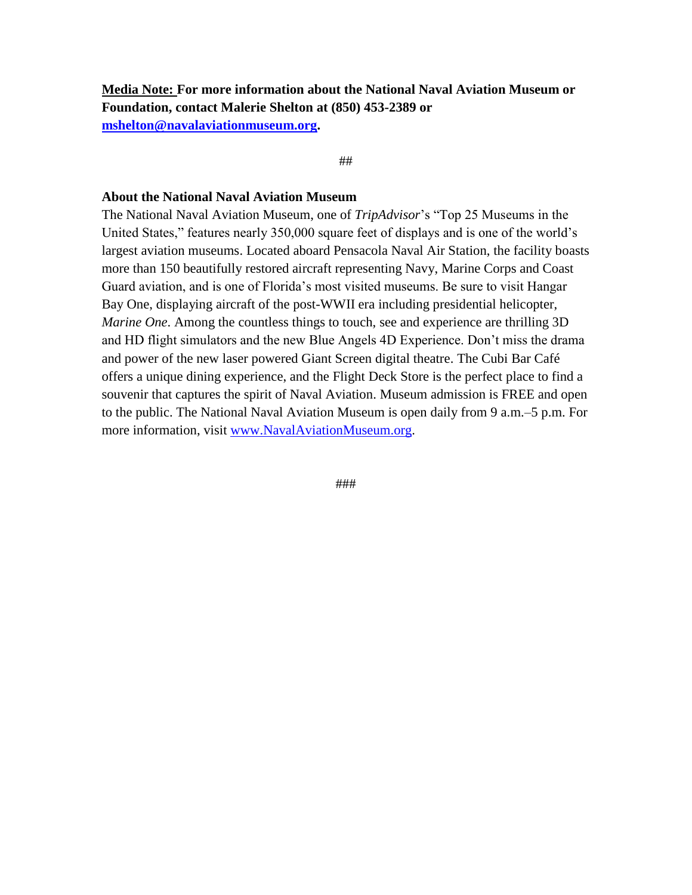**<u>Media Note:</u> For more information about the National Naval Aviation Museum or Foundation, contact Malerie Shelton at (850) 453-2389 or [mshelton@navalaviationmuseum.org](mailto:mshelton@navalaviationmuseum.org).**

##

**About the National Naval Aviation Museum**

The National Naval Aviation Museum, one of *TripAdvisor*'s "Top 25 Museums in the United States," features nearly 350,000 square feet of displays and is one of the world's largest aviation museums. Located aboard Pensacola Naval Air Station, the facility boasts more than 150 beautifully restored aircraft representing Navy, Marine Corps and Coast Guard aviation, and is one of Florida's most visited museums. Be sure to visit Hangar Bay One, displaying aircraft of the post-WWII era including presidential helicopter, *Marine One*. Among the countless things to touch, see and experience are thrilling 3D and HD flight simulators and the new Blue Angels 4D Experience. Don't miss the drama and power of the new laser powered Giant Screen digital theatre. The Cubi Bar Café offers a unique dining experience, and the Flight Deck Store is the perfect place to find a souvenir that captures the spirit of Naval Aviation. Museum admission is FREE and open to the public. The National Naval Aviation Museum is open daily from 9 a.m.–5 p.m. For more information, visit [www.NavalAviationMuseum.org](http://www.NavalAviationMuseum.org).

###